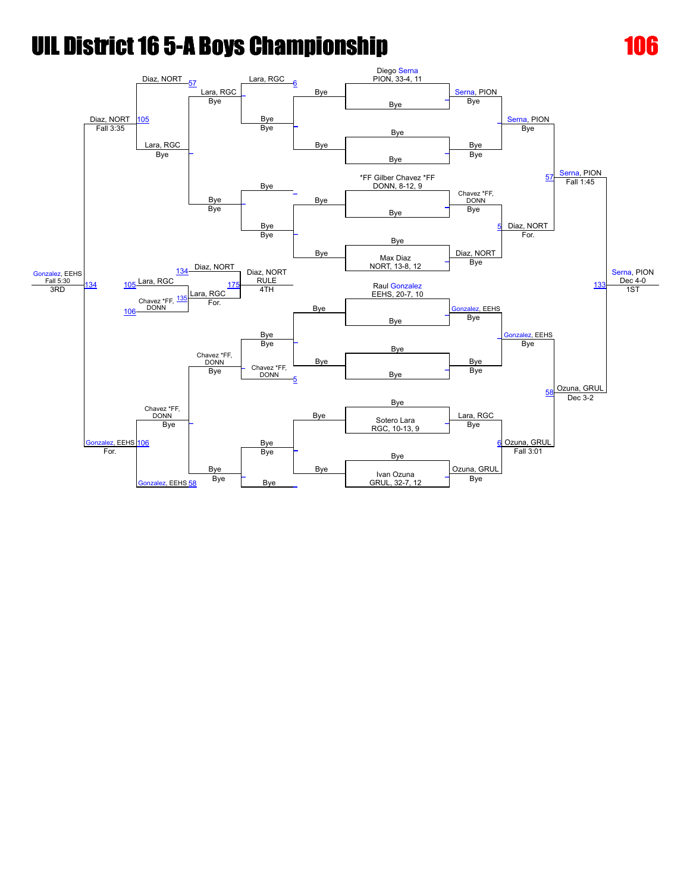# UIL District 16 5-A Boys Championship

# 106

**Championship Bracket**

First round:
- Diego Serna, PION, 33-4, 11 — Bye → Serna, PION
- Bye — Bye → Bye
- *FF Gilber Chavez *FF, DONN, 8-12, 9 — Bye → Chavez *FF, DONN
- Max Diaz, NORT, 13-8, 12 — Bye → Diaz, NORT
- Raul Gonzalez, EEHS, 20-7, 10 — Bye → Gonzalez, EEHS
- Bye — Bye → Bye
- Sotero Lara, RGC, 10-13, 9 — Bye → Lara, RGC
- Ivan Ozuna, GRUL, 32-7, 12 — Bye → Ozuna, GRUL

Quarterfinals:
- Serna, PION — Bye → Serna, PION
- Chavez *FF, DONN vs Diaz, NORT → Diaz, NORT, For.
- Gonzalez, EEHS — Bye → Gonzalez, EEHS
- Lara, RGC vs Ozuna, GRUL → Ozuna, GRUL, Fall 3:01

Semifinals:
- Serna, PION vs Diaz, NORT → Serna, PION, Fall 1:45
- Gonzalez, EEHS vs Ozuna, GRUL → Ozuna, GRUL, Dec 3-2

Final:
- Serna, PION vs Ozuna, GRUL → Serna, PION, Dec 4-0 — 1ST

**Consolation Bracket**

- Lara, RGC — Bye → Lara, RGC
- Chavez *FF, DONN — Bye → Chavez *FF, DONN
- Diaz, NORT vs Lara, RGC → Diaz, NORT, Fall 3:35
- Chavez *FF, DONN vs Gonzalez, EEHS → Gonzalez, EEHS, For.
- Diaz, NORT vs Gonzalez, EEHS → Gonzalez, EEHS, Fall 5:30 — 3RD
- Lara, RGC vs Chavez *FF, DONN → Lara, RGC, For.
- Diaz, NORT vs Lara, RGC → Diaz, NORT, RULE — 4TH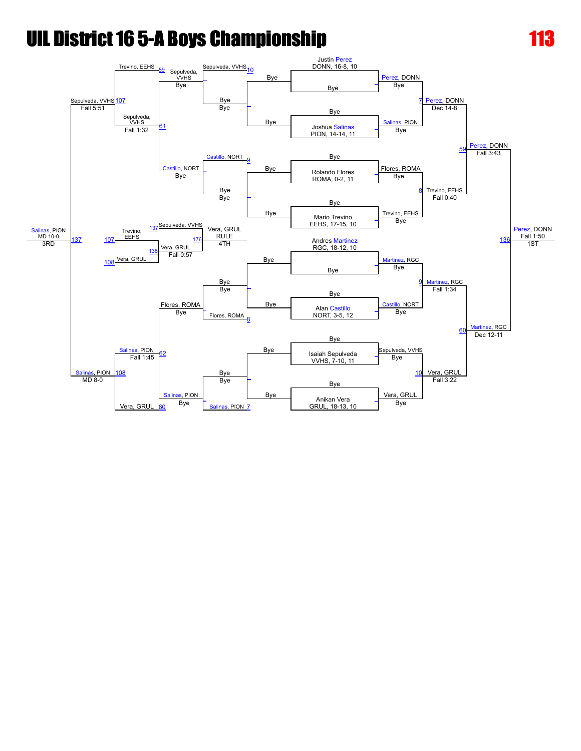# UIL District 16 5-A Boys Championship

**113**

## Championship Bracket

### Seeds

- Justin Perez, DONN, 16-8, 10
- Joshua Salinas, PION, 14-14, 11
- Rolando Flores, ROMA, 0-2, 11
- Mario Trevino, EEHS, 17-15, 10
- Andres Martinez, RGC, 18-12, 10
- Alan Castillo, NORT, 3-5, 12
- Isaiah Sepulveda, VVHS, 7-10, 11
- Anikan Vera, GRUL, 18-13, 10

### First Round

| Match | Wrestler 1 | Wrestler 2 | Winner | Result |
|---|---|---|---|---|
| | Justin Perez, DONN | Bye | Perez, DONN | Bye |
| | Joshua Salinas, PION | Bye | Salinas, PION | Bye |
| | Rolando Flores, ROMA | Bye | Flores, ROMA | Bye |
| | Mario Trevino, EEHS | Bye | Trevino, EEHS | Bye |
| | Andres Martinez, RGC | Bye | Martinez, RGC | Bye |
| | Alan Castillo, NORT | Bye | Castillo, NORT | Bye |
| | Isaiah Sepulveda, VVHS | Bye | Sepulveda, VVHS | Bye |
| | Anikan Vera, GRUL | Bye | Vera, GRUL | Bye |

### Quarterfinals

| Match | Winner | Result |
|---|---|---|
| 7 | Perez, DONN | Dec 14-8 |
| 8 | Trevino, EEHS | Fall 0:40 |
| 9 | Martinez, RGC | Fall 1:34 |
| 10 | Vera, GRUL | Fall 3:22 |

### Semifinals

| Match | Winner | Result |
|---|---|---|
| 59 | Perez, DONN | Fall 3:43 |
| 60 | Martinez, RGC | Dec 12-11 |

### Final

| Match | Winner | Result | Place |
|---|---|---|---|
| 136 | Perez, DONN | Fall 1:50 | 1ST |

## Consolation Bracket

### Consolation Round 1

| Match | Winner | Result |
|---|---|---|
| 7 | Salinas, PION | Bye |
| 8 | Flores, ROMA | Bye |
| 9 | Castillo, NORT | Bye |
| 10 | Sepulveda, VVHS | Bye |

### Consolation Round 2

| Match | Winner | Result |
|---|---|---|
| | Sepulveda, VVHS | Bye |
| | Castillo, NORT | Bye |
| | Flores, ROMA | Bye |
| | Salinas, PION | Bye |

### Consolation Round 3

| Match | Wrestlers | Winner | Result |
|---|---|---|---|
| 61 | Sepulveda, VVHS vs Castillo, NORT | Sepulveda, VVHS | Fall 1:32 |
| 62 | Flores, ROMA vs Salinas, PION | Salinas, PION | Fall 1:45 |

### Consolation Semifinals

| Match | Wrestlers | Winner | Result |
|---|---|---|---|
| 107 | Trevino, EEHS (59) vs Sepulveda, VVHS (61) | Sepulveda, VVHS | Fall 5:51 |
| 108 | Salinas, PION (62) vs Vera, GRUL (60) | Salinas, PION | MD 8-0 |

### 3rd Place

| Match | Wrestlers | Winner | Result | Place |
|---|---|---|---|---|
| 137 | Sepulveda, VVHS vs Salinas, PION | Salinas, PION | MD 10-0 | 3RD |

### 5th Place

| Match | Wrestlers | Winner | Result |
|---|---|---|---|
| 138 | Trevino, EEHS (107) vs Vera, GRUL (108) | Vera, GRUL | Fall 0:57 |

### 4th Place

| Match | Wrestlers | Winner | Result | Place |
|---|---|---|---|---|
| 176 | Sepulveda, VVHS (137) vs Vera, GRUL (138) | Vera, GRUL | RULE | 4TH |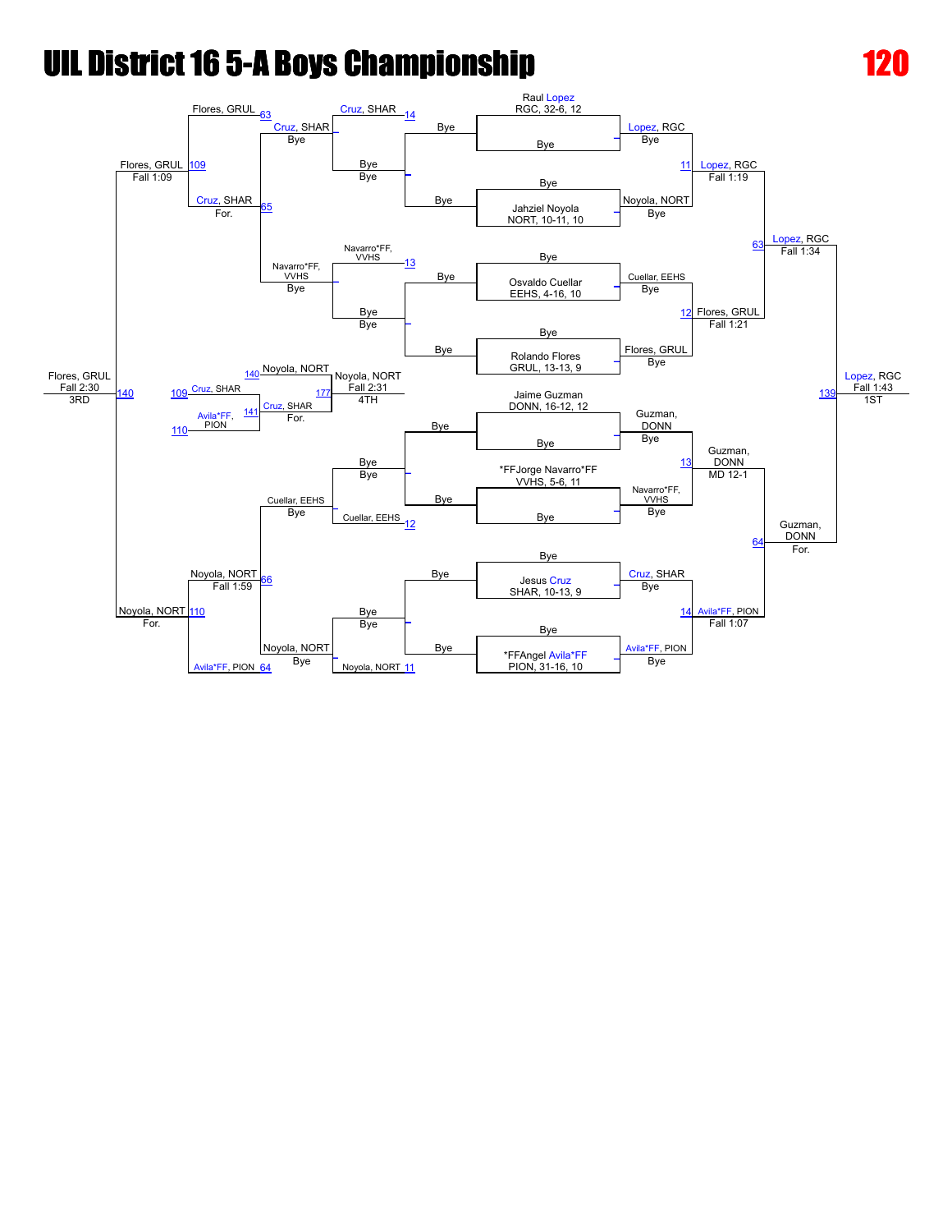# UIL District 16 5-A Boys Championship

# 120

## Championship Bracket

**Seeded entries:**

- Raul Lopez, RGC, 32-6, 12 — Bye
- Jahziel Noyola, NORT, 10-11, 10 — Bye
- Osvaldo Cuellar, EEHS, 4-16, 10 — Bye
- Rolando Flores, GRUL, 13-13, 9 — Bye
- Jaime Guzman, DONN, 16-12, 12 — Bye
- *FFJorge Navarro*FF, VVHS, 5-6, 11 — Bye
- Jesus Cruz, SHAR, 10-13, 9 — Bye
- *FFAngel Avila*FF, PION, 31-16, 10 — Bye

**Quarterfinals:**

- 11: Lopez, RGC over Noyola, NORT — Fall 1:19
- 12: Flores, GRUL over Cuellar, EEHS — Fall 1:21
- 13: Guzman, DONN over Navarro*FF, VVHS — MD 12-1
- 14: Avila*FF, PION over Cruz, SHAR — Fall 1:07

**Semifinals:**

- 63: Lopez, RGC over Flores, GRUL — Fall 1:34
- 64: Guzman, DONN over Avila*FF, PION — For.

**Final:**

- 139: Lopez, RGC over Guzman, DONN — Fall 1:43 — **1ST**

## Consolation Bracket

**First round:**

- 11: Noyola, NORT — Bye
- 12: Cuellar, EEHS — Bye
- 13: Navarro*FF, VVHS — Bye
- 14: Cruz, SHAR — Bye

**Second round:**

- 63: Flores, GRUL — Bye vs. Cruz, SHAR
- 64: Avila*FF, PION — Bye vs. Noyola, NORT
- 65: Cruz, SHAR over Navarro*FF, VVHS — For.
- 66: Noyola, NORT over Cuellar, EEHS — Fall 1:59

**Consolation semifinals:**

- 109: Flores, GRUL over Cruz, SHAR — Fall 1:09
- 110: Noyola, NORT over Avila*FF, PION — For.

**3rd place:**

- 140: Flores, GRUL over Noyola, NORT — Fall 2:30 — **3RD**

**Loser's bracket (4th place):**

- 141: Cruz, SHAR (L109) over Avila*FF, PION (L110) — For.
- 177: Noyola, NORT (L140) over Cruz, SHAR — Fall 2:31 — **4TH**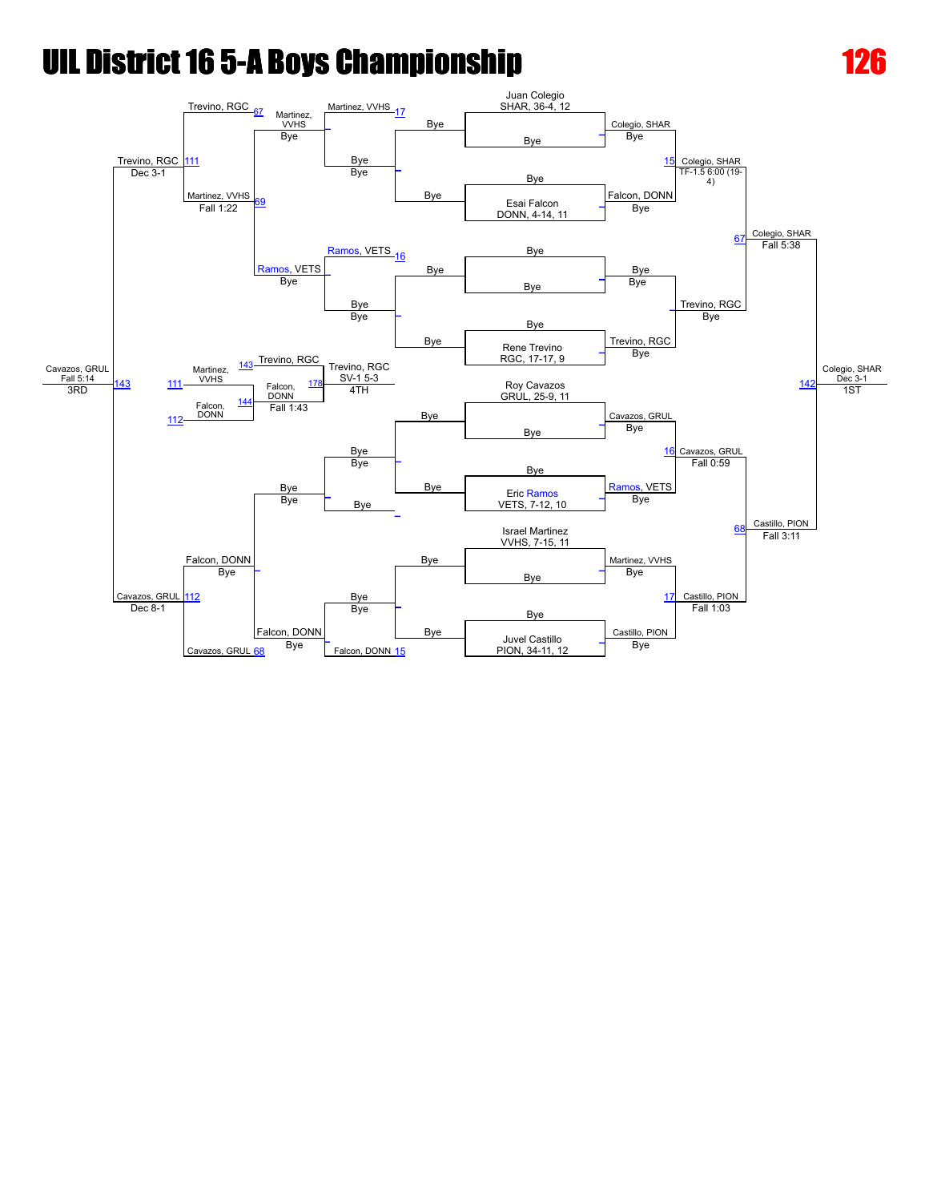# UIL District 16 5-A Boys Championship

**126**

## Championship Bracket

**First Round**

| Wrestler | Result |
|---|---|
| Juan Colegio, SHAR, 36-4, 12 | Bye |
| Esai Falcon, DONN, 4-14, 11 | Bye |
| Rene Trevino, RGC, 17-17, 9 | Bye |
| Roy Cavazos, GRUL, 25-9, 11 | Bye |
| Eric Ramos, VETS, 7-12, 10 | Bye |
| Israel Martinez, VVHS, 7-15, 11 | Bye |
| Juvel Castillo, PION, 34-11, 12 | Bye |

**Quarterfinals**

| Bout | Winner | Result |
|---|---|---|
| 15 | Colegio, SHAR | TF-1.5 6:00 (19-4) over Falcon, DONN |
| — | Trevino, RGC | Bye |
| 16 | Cavazos, GRUL | Fall 0:59 over Ramos, VETS |
| 17 | Castillo, PION | Fall 1:03 over Martinez, VVHS |

**Semifinals**

| Bout | Winner | Result |
|---|---|---|
| 67 | Colegio, SHAR | Fall 5:38 over Trevino, RGC |
| 68 | Castillo, PION | Fall 3:11 over Cavazos, GRUL |

**Final**

| Bout | Winner | Result | Place |
|---|---|---|---|
| 142 | Colegio, SHAR | Dec 3-1 over Castillo, PION | 1ST |

## Consolation Bracket

| Bout | Winner | Result |
|---|---|---|
| 17 | Martinez, VVHS | Bye |
| 16 | Ramos, VETS | Bye |
| 15 | Falcon, DONN | Bye |
| 67 | Trevino, RGC | Bye |
| 68 | Cavazos, GRUL | Bye |
| 69 | Martinez, VVHS | Fall 1:22 over Ramos, VETS |
| — | Falcon, DONN | Bye |
| 111 | Trevino, RGC | Dec 3-1 over Martinez, VVHS |
| 112 | Cavazos, GRUL | Dec 8-1 over Falcon, DONN |
| 143 | Cavazos, GRUL | Fall 5:14 over Trevino, RGC — 3RD |

## 4th Place Bracket

| Bout | Winner | Result |
|---|---|---|
| 144 | Falcon, DONN | Fall 1:43 over Martinez, VVHS |
| 178 | Trevino, RGC | SV-1 5-3 over Falcon, DONN — 4TH |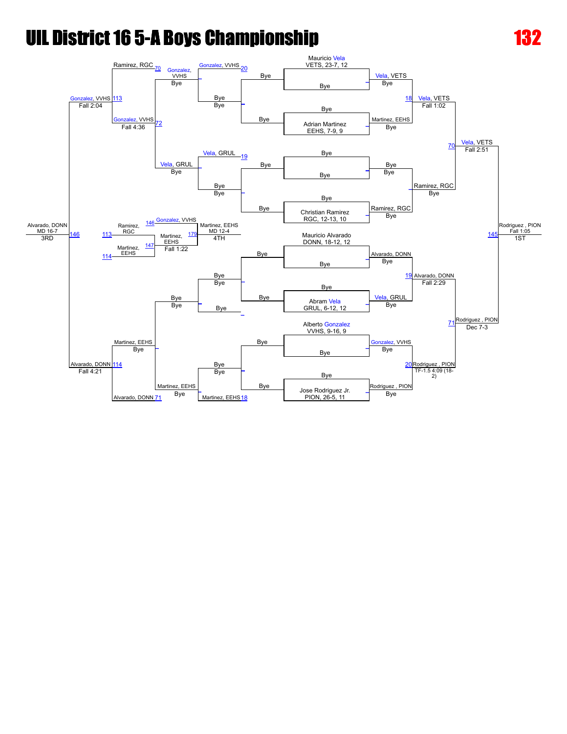# UIL District 16 5-A Boys Championship

**132**

## Championship Bracket

### Seeds / Entrants

- Mauricio Vela — VETS, 23-7, 12
- Adrian Martinez — EEHS, 7-9, 9
- Christian Ramirez — RGC, 12-13, 10
- Mauricio Alvarado — DONN, 18-12, 12
- Abram Vela — GRUL, 6-12, 12
- Alberto Gonzalez — VVHS, 9-16, 9
- Jose Rodriguez Jr. — PION, 26-5, 11

### First Round

- Vela, VETS — Bye
- Martinez, EEHS — Bye
- Bye — Bye
- Ramirez, RGC — Bye
- Alvarado, DONN — Bye
- Vela, GRUL — Bye
- Gonzalez, VVHS — Bye
- Rodriguez , PION — Bye

### Quarterfinals

- 18 Vela, VETS — Fall 1:02
- Ramirez, RGC — Bye
- 19 Alvarado, DONN — Fall 2:29
- 20 Rodriguez , PION — TF-1.5 4:09 (18-2)

### Semifinals

- 70 Vela, VETS — Fall 2:51
- 71 Rodriguez , PION — Dec 7-3

### Final

- 145 Rodriguez , PION — Fall 1:05 — 1ST

## Consolation Bracket

### Consolation Round 1

- 20 Gonzalez, VVHS — Bye
- Bye — Bye
- 19 Vela, GRUL — Bye
- Bye — Bye
- Bye — Bye
- Bye — Bye
- Bye — Bye
- 18 Martinez, EEHS — Bye

### Consolation Round 2

- Gonzalez, VVHS — Bye
- Vela, GRUL — Bye
- Bye — Bye
- Martinez, EEHS — Bye

### Consolation Round 3

- 70 Ramirez, RGC
- 72 Gonzalez, VVHS — Fall 4:36
- Martinez, EEHS — Bye
- 71 Alvarado, DONN

### Consolation Semifinals

- 113 Gonzalez, VVHS — Fall 2:04
- 114 Alvarado, DONN — Fall 4:21

### 3rd Place

- 146 Alvarado, DONN — MD 16-7 — 3RD

### 5th Place Bracket

- 113 Ramirez, RGC
- 114 Martinez, EEHS
- 146 Gonzalez, VVHS
- 147 Martinez, EEHS — Fall 1:22
- 179 Martinez, EEHS — MD 12-4 — 4TH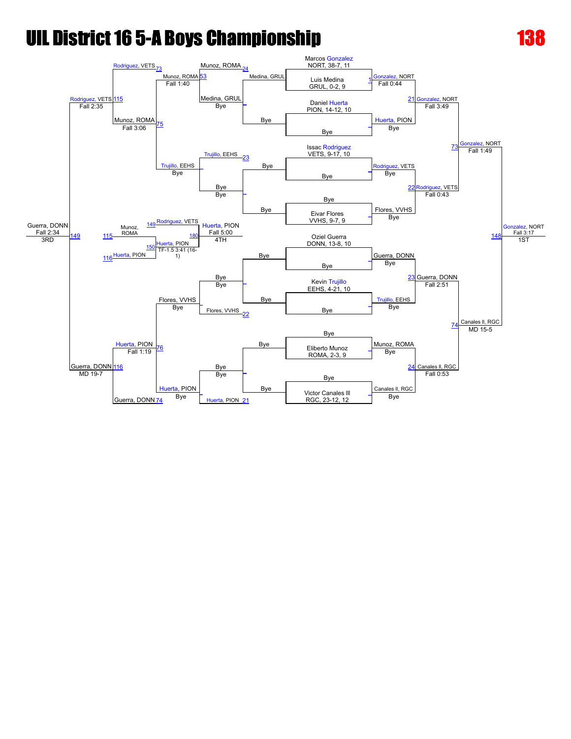# UIL District 16 5-A Boys Championship

# 138

## Championship Bracket

### First Round (Byes)

| Wrestler | Result |
| --- | --- |
| Marcos Gonzalez, NORT, 38-7, 11 | |
| Luis Medina, GRUL, 0-2, 9 | Gonzalez, NORT (1) Fall 0:44 |
| Daniel Huerta, PION, 14-12, 10 | Huerta, PION — Bye |
| Issac Rodriguez, VETS, 9-17, 10 | Rodriguez, VETS — Bye |
| Eivar Flores, VVHS, 9-7, 9 | Flores, VVHS — Bye |
| Oziel Guerra, DONN, 13-8, 10 | Guerra, DONN — Bye |
| Kevin Trujillo, EEHS, 4-21, 10 | Trujillo, EEHS — Bye |
| Eliberto Munoz, ROMA, 2-3, 9 | Munoz, ROMA — Bye |
| Victor Canales III, RGC, 23-12, 12 | Canales II, RGC — Bye |

### Quarterfinals

- 21 Gonzalez, NORT — Fall 3:49
- 22 Rodriguez, VETS — Fall 0:43
- 23 Guerra, DONN — Fall 2:51
- 24 Canales II, RGC — Fall 0:53

### Semifinals

- 73 Gonzalez, NORT — Fall 1:49
- 74 Canales II, RGC — MD 15-5

### Final

- 148 Gonzalez, NORT — Fall 3:17 — 1ST

## Consolation Bracket

### Consolation Round 1

- 21 Huerta, PION
- 22 Flores, VVHS
- 23 Trujillo, EEHS
- 24 Munoz, ROMA
- Medina, GRUL — Bye

### Consolation Round 2

- 53 Munoz, ROMA — Fall 1:40 (vs Medina, GRUL)
- Trujillo, EEHS — Bye
- Flores, VVHS — Bye
- Huerta, PION — Bye

### Consolation Round 3

- 73 Rodriguez, VETS
- 75 Munoz, ROMA — Fall 3:06 (vs Trujillo, EEHS)
- 76 Huerta, PION — Fall 1:19 (vs Flores, VVHS)
- 74 Guerra, DONN

### Consolation Semifinals

- 115 Rodriguez, VETS — Fall 2:35
- 116 Guerra, DONN — MD 19-7

### 3rd Place

- 149 Guerra, DONN — Fall 2:34 — 3RD

### 5th Place Bracket

- 115 Munoz, ROMA
- 116 Huerta, PION
- 149 Rodriguez, VETS
- 150 Huerta, PION — TF-1.5 3:41 (16-1)
- 180 Huerta, PION — Fall 5:00 — 4TH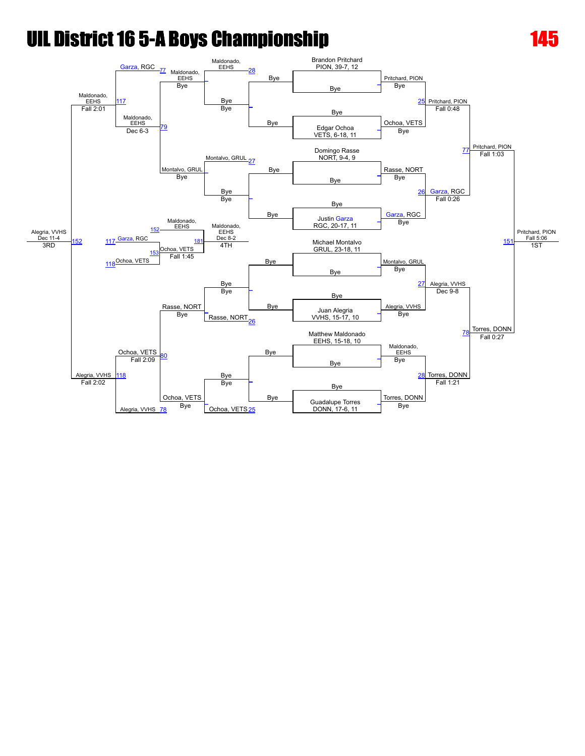# UIL District 16 5-A Boys Championship

**145**

## Championship Bracket

### First Round / Quarterfinals

| Seed / Wrestler | Result |
|---|---|
| Brandon Pritchard, PION, 39-7, 12 | Bye |
| Edgar Ochoa, VETS, 6-18, 11 | Bye |
| Domingo Rasse, NORT, 9-4, 9 | Bye |
| Justin Garza, RGC, 20-17, 11 | Bye |
| Michael Montalvo, GRUL, 23-18, 11 | Bye |
| Juan Alegria, VVHS, 15-17, 10 | Bye |
| Matthew Maldonado, EEHS, 15-18, 10 | Bye |
| Guadalupe Torres, DONN, 17-6, 11 | Bye |

### Quarterfinals

| Match | Winner | Result |
|---|---|---|
| 25 | Pritchard, PION over Ochoa, VETS | Fall 0:48 |
| 26 | Garza, RGC over Rasse, NORT | Fall 0:26 |
| 27 | Alegria, VVHS over Montalvo, GRUL | Dec 9-8 |
| 28 | Torres, DONN over Maldonado, EEHS | Fall 1:21 |

### Semifinals

| Match | Winner | Result |
|---|---|---|
| 77 | Pritchard, PION over Garza, RGC | Fall 1:03 |
| 78 | Torres, DONN over Alegria, VVHS | Fall 0:27 |

### Final

| Match | Winner | Result |
|---|---|---|
| 151 | Pritchard, PION over Torres, DONN | Fall 5:06 — 1ST |

## Consolation Bracket

| Match | Wrestlers | Winner | Result |
|---|---|---|---|
| 25 | Ochoa, VETS – Bye | Ochoa, VETS | Bye |
| 26 | Rasse, NORT – Bye | Rasse, NORT | Bye |
| 27 | Montalvo, GRUL – Bye | Montalvo, GRUL | Bye |
| 28 | Maldonado, EEHS – Bye | Maldonado, EEHS | Bye |
| 79 | Maldonado, EEHS vs Montalvo, GRUL | Maldonado, EEHS | Dec 6-3 |
| 80 | Rasse, NORT vs Ochoa, VETS | Ochoa, VETS | Fall 2:09 |
| 117 | Garza, RGC vs Maldonado, EEHS | Maldonado, EEHS | Fall 2:01 |
| 118 | Ochoa, VETS vs Alegria, VVHS | Alegria, VVHS | Fall 2:02 |
| 152 | Maldonado, EEHS vs Alegria, VVHS | Alegria, VVHS | Dec 11-4 — 3RD |
| 153 | Garza, RGC vs Ochoa, VETS | Ochoa, VETS | Fall 1:45 |
| 181 | Maldonado, EEHS vs Ochoa, VETS | Maldonado, EEHS | Dec 8-2 — 4TH |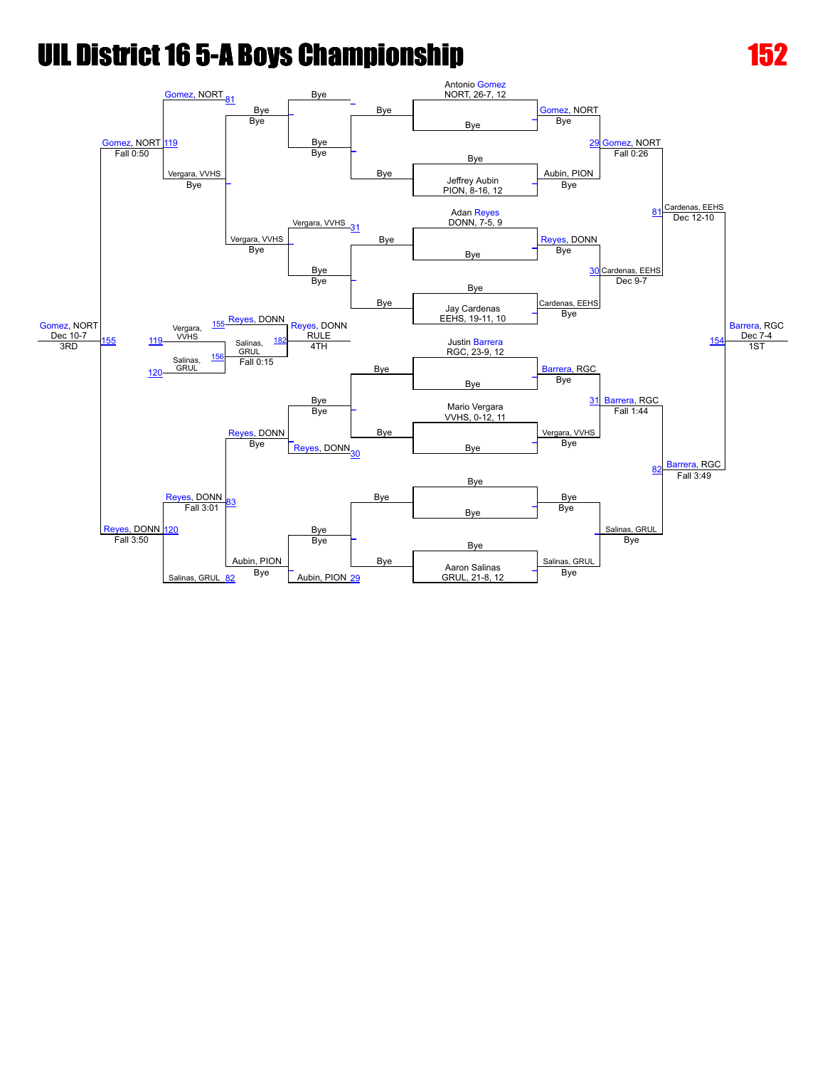# UIL District 16 5-A Boys Championship

**152**

## Championship Bracket

**First Round / Quarterfinals**

- Antonio Gomez, NORT, 26-7, 12 — Bye → Gomez, NORT
- Jeffrey Aubin, PION, 8-16, 12 — Bye → Aubin, PION
- Adan Reyes, DONN, 7-5, 9 — Bye → Reyes, DONN
- Jay Cardenas, EEHS, 19-11, 10 — Bye → Cardenas, EEHS
- Justin Barrera, RGC, 23-9, 12 — Bye → Barrera, RGC
- Mario Vergara, VVHS, 0-12, 11 — Bye → Vergara, VVHS
- Bye — Bye → Bye
- Aaron Salinas, GRUL, 21-8, 12 — Bye → Salinas, GRUL

**Semifinals**

- 29 Gomez, NORT def. Aubin, PION — Fall 0:26
- 30 Cardenas, EEHS def. Reyes, DONN — Dec 9-7
- 31 Barrera, RGC def. Vergara, VVHS — Fall 1:44
- Salinas, GRUL — Bye

**Finals**

- 81 Cardenas, EEHS def. Gomez, NORT — Dec 12-10
- 82 Barrera, RGC def. Salinas, GRUL — Fall 3:49

**Championship**

- 154 Barrera, RGC — Dec 7-4 — **1ST**

## Consolation Bracket

- 31 Vergara, VVHS — Bye → Vergara, VVHS
- 30 Reyes, DONN — Bye → Reyes, DONN
- 29 Aubin, PION — Bye → Aubin, PION
- 81 Gomez, NORT vs. Vergara, VVHS — Bye
- 83 Reyes, DONN def. Aubin, PION — Fall 3:01
- 82 Salinas, GRUL
- 119 Gomez, NORT def. Vergara, VVHS — Fall 0:50
- 120 Reyes, DONN def. Salinas, GRUL — Fall 3:50
- 155 Gomez, NORT def. Reyes, DONN — Dec 10-7 — **3RD**

**5th Place**

- 155 Reyes, DONN vs. 119 Vergara, VVHS
- 156 Salinas, GRUL vs. 120 Salinas, GRUL
- 182 Salinas, GRUL — Fall 0:15
- Reyes, DONN — RULE — **4TH**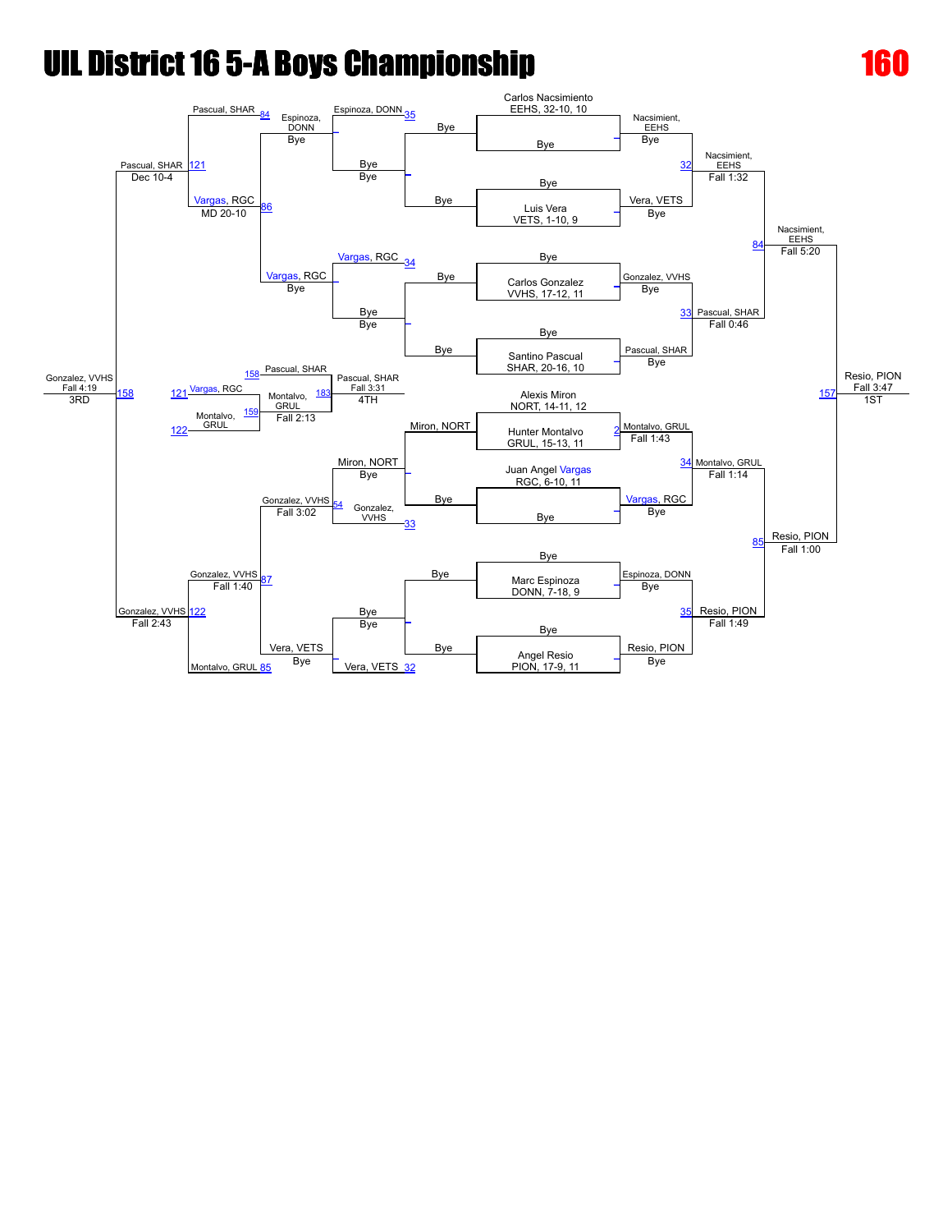# UIL District 16 5-A Boys Championship

**160**

## Championship Bracket

### First Round

| Seed / Wrestler | Result |
|---|---|
| Carlos Nacsimiento, EEHS, 32-10, 10 | Bye |
| Luis Vera, VETS, 1-10, 9 | Bye |
| Carlos Gonzalez, VVHS, 17-12, 11 | Bye |
| Santino Pascual, SHAR, 20-16, 10 | Bye |
| Alexis Miron, NORT, 14-11, 12 vs Hunter Montalvo, GRUL, 15-13, 11 | Montalvo, GRUL |
| Juan Angel Vargas, RGC, 6-10, 11 | Bye |
| Marc Espinoza, DONN, 7-18, 9 | Bye |
| Angel Resio, PION, 17-9, 11 | Bye |

### Quarterfinals

| Match | Winner | Result |
|---|---|---|
| Nacsimient, EEHS vs Vera, VETS | Nacsimient, EEHS | Fall 1:32 |
| Gonzalez, VVHS vs Pascual, SHAR | Pascual, SHAR | Fall 0:46 |
| Montalvo, GRUL vs Vargas, RGC | Montalvo, GRUL | Fall 1:14 |
| Espinoza, DONN vs Resio, PION | Resio, PION | Fall 1:49 |

### Semifinals

| Match | Winner | Result |
|---|---|---|
| Nacsimient, EEHS vs Pascual, SHAR | Nacsimient, EEHS | Fall 5:20 |
| Montalvo, GRUL vs Resio, PION | Resio, PION | Fall 1:00 |

### Final

| Match | Winner | Result |
|---|---|---|
| Nacsimient, EEHS vs Resio, PION | Resio, PION | Fall 3:47 (1ST) |

## Consolation Bracket

| Round | Match | Winner | Result |
|---|---|---|---|
| Cons. Round 1 | Espinoza, DONN vs Bye | Espinoza, DONN | Bye |
| Cons. Round 1 | Vargas, RGC vs Bye | Vargas, RGC | Bye |
| Cons. Round 1 | Miron, NORT vs Bye | Miron, NORT | Bye |
| Cons. Round 1 | Vera, VETS vs Bye | Vera, VETS | Bye |
| Cons. Round 2 | Pascual, SHAR vs Espinoza, DONN | Espinoza, DONN | Bye |
| Cons. Round 2 | Gonzalez, VVHS vs Vargas, RGC | Vargas, RGC | Bye |
| Cons. Round 2 | Miron, NORT vs Gonzalez, VVHS | Gonzalez, VVHS | Fall 3:02 |
| Cons. Round 2 | Vera, VETS vs Gonzalez, VVHS | Gonzalez, VVHS | Fall 1:40 |
| Cons. Semis | Pascual, SHAR vs Vargas, RGC | Pascual, SHAR | Dec 10-4 |
| Cons. Semis | Gonzalez, VVHS vs Montalvo, GRUL | Gonzalez, VVHS | Fall 2:43 |
| 3rd Place | Pascual, SHAR vs Gonzalez, VVHS | Gonzalez, VVHS | Fall 4:19 (3RD) |

| Round | Match | Winner | Result |
|---|---|---|---|
| Cons. | Vargas, RGC vs Montalvo, GRUL | Montalvo, GRUL | Fall 2:13 |
| 4th Place | Pascual, SHAR vs Montalvo, GRUL | Pascual, SHAR | Fall 3:31 (4TH) |

Note: Vargas, RGC over Espinoza, DONN — MD 20-10.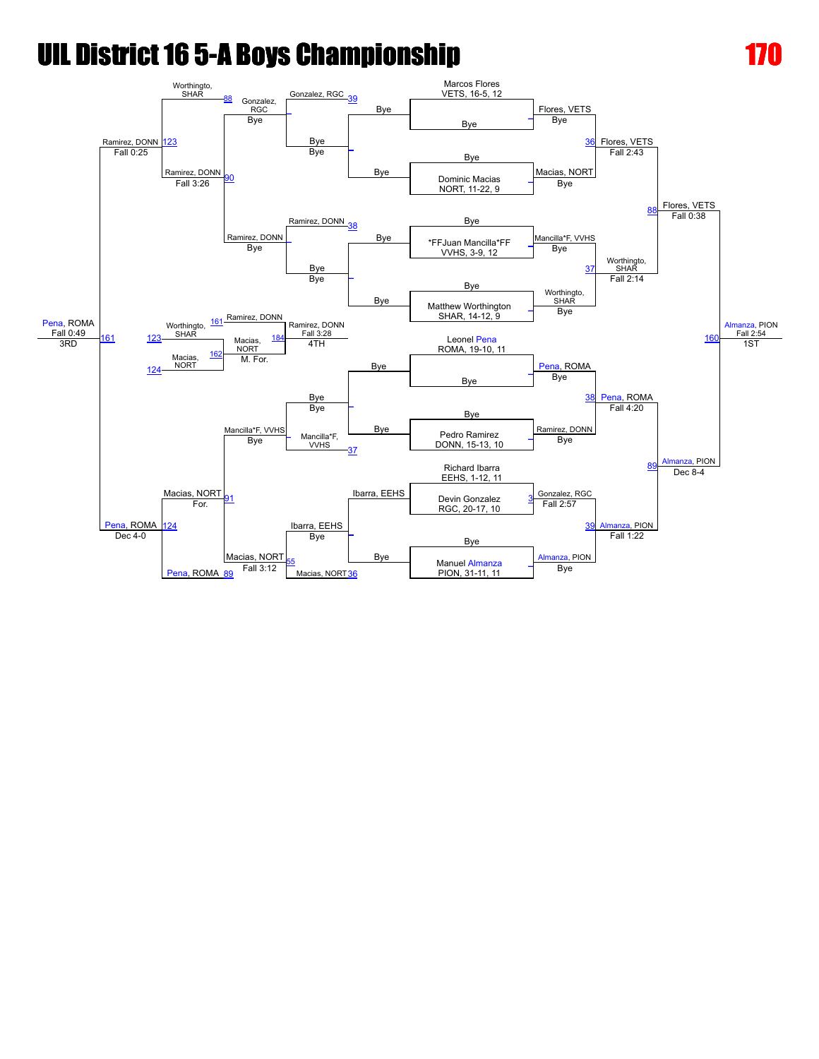# UIL District 16 5-A Boys Championship

**170**

## Championship Bracket

| Wrestler | Team | Record |
|---|---|---|
| Marcos Flores | VETS | 16-5, 12 |
| Bye | | |
| Bye | | |
| Dominic Macias | NORT | 11-22, 9 |
| Bye | | |
| *FFJuan Mancilla*FF | VVHS | 3-9, 12 |
| Bye | | |
| Matthew Worthington | SHAR | 14-12, 9 |
| Leonel Pena | ROMA | 19-10, 11 |
| Bye | | |
| Bye | | |
| Pedro Ramirez | DONN | 15-13, 10 |
| Richard Ibarra | EEHS | 1-12, 11 |
| Devin Gonzalez | RGC | 20-17, 10 |
| Bye | | |
| Manuel Almanza | PION | 31-11, 11 |

### Championship Round 1

- Flores, VETS — Bye
- Macias, NORT — Bye
- Mancilla*F, VVHS — Bye
- Worthingto, SHAR — Bye
- Pena, ROMA — Bye
- Ramirez, DONN — Bye
- Gonzalez, RGC — Fall 2:57 (3)
- Almanza, PION — Bye

### Championship Quarterfinals

- Flores, VETS — Fall 2:43 (36)
- Worthingto, SHAR — Fall 2:14 (37)
- Pena, ROMA — Fall 4:20 (38)
- Almanza, PION — Fall 1:22 (39)

### Championship Semifinals

- Flores, VETS — Fall 0:38 (88)
- Almanza, PION — Dec 8-4 (89)

### Championship Final

- Almanza, PION — Fall 2:54 (160) — 1ST

## Consolation Bracket

### Consolation Round 1

- Gonzalez, RGC (39) — Bye
- Bye — Bye
- Bye — Bye
- Ramirez, DONN (38) — Bye
- Bye — Bye
- Bye — Bye
- Mancilla*F, VVHS (37) — Bye
- Ibarra, EEHS — Bye
- Macias, NORT (36) — Bye

### Consolation Round 2

- Gonzalez, RGC — Bye
- Ramirez, DONN — Bye
- Mancilla*F, VVHS — Bye
- Ibarra, EEHS — Bye

### Consolation Round 3

- Worthingto, SHAR (88) vs Gonzalez, RGC
- Ramirez, DONN — Fall 3:26 (90)
- Macias, NORT — For. (91)
- Macias, NORT — Fall 3:12 (55)

### Consolation Semifinals

- Ramirez, DONN — Fall 0:25 (123)
- Pena, ROMA — Dec 4-0 (124)

### 3rd Place Match

- Pena, ROMA — Fall 0:49 (161) — 3RD

### 5th Place Match

- Worthingto, SHAR (123) vs Ramirez, DONN (161)
- Macias, NORT (124) vs Macias, NORT (162) — M. For.
- Ramirez, DONN — Fall 3:28 (184) — 4TH

Pena, ROMA (89)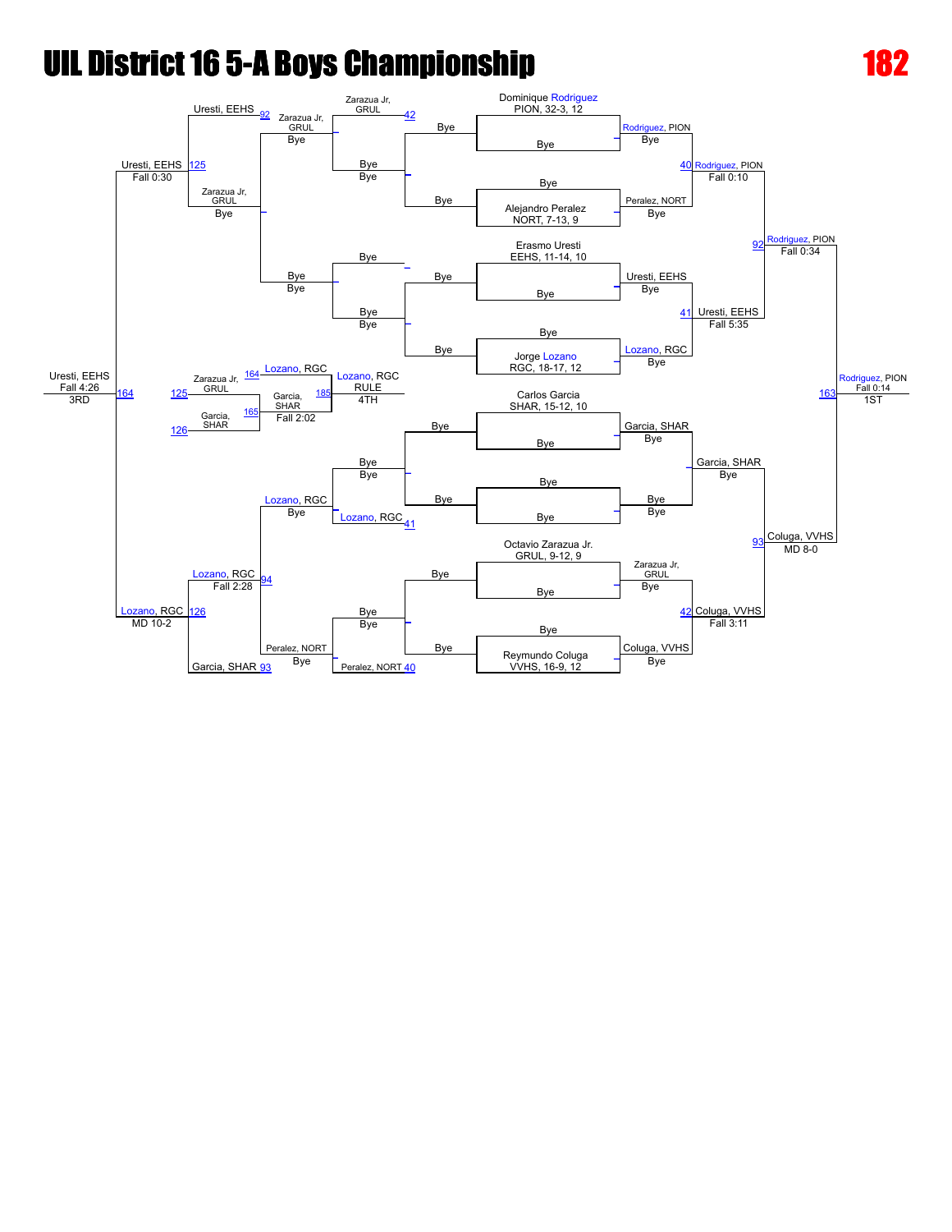# UIL District 16 5-A Boys Championship

# 182

## Championship Bracket

**Entries (first round):**

- Dominique Rodriguez, PION, 32-3, 12 — Bye
- Alejandro Peralez, NORT, 7-13, 9 — Bye
- Erasmo Uresti, EEHS, 11-14, 10 — Bye
- Jorge Lozano, RGC, 18-17, 12 — Bye
- Carlos Garcia, SHAR, 15-12, 10 — Bye
- Bye — Bye
- Octavio Zarazua Jr., GRUL, 9-12, 9 — Bye
- Reymundo Coluga, VVHS, 16-9, 12 — Bye

**Quarterfinals:**

- Rodriguez, PION — Bye
- Peralez, NORT — Bye
- Uresti, EEHS — Bye
- Lozano, RGC — Bye
- Garcia, SHAR — Bye
- Bye — Bye
- Zarazua Jr, GRUL — Bye
- Coluga, VVHS — Bye

**Semifinals:**

- 40 Rodriguez, PION — Fall 0:10
- 41 Uresti, EEHS — Fall 5:35
- Garcia, SHAR — Bye
- 42 Coluga, VVHS — Fall 3:11

**Finals:**

- 92 Rodriguez, PION — Fall 0:34
- 93 Coluga, VVHS — MD 8-0

**1ST:** 163 Rodriguez, PION — Fall 0:14

## Consolation Bracket

- Zarazua Jr, GRUL — Bye / Bye — Bye (42 Zarazua Jr, GRUL)
- Bye — Bye / Bye — Bye
- Bye — Bye / 41 Lozano, RGC
- Bye — Bye / 40 Peralez, NORT

- Zarazua Jr, GRUL — Bye
- Bye — Bye
- Lozano, RGC — Bye
- Peralez, NORT — Bye

- 92 Uresti, EEHS
- Zarazua Jr, GRUL — Bye
- 94 Lozano, RGC — Fall 2:28
- 93 Garcia, SHAR

- 125 Uresti, EEHS — Fall 0:30
- 126 Lozano, RGC — MD 10-2

**3RD:** 164 Uresti, EEHS — Fall 4:26

## 5th Place / 4th Place

- 125 Zarazua Jr, GRUL
- 126 Garcia, SHAR
- 164 Lozano, RGC
- 165 Garcia, SHAR — Fall 2:02

**4TH:** 185 Lozano, RGC — RULE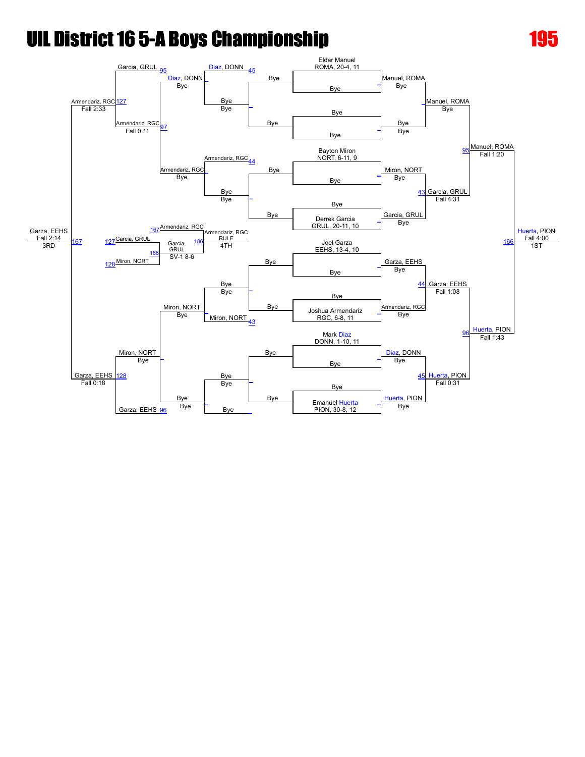# UIL District 16 5-A Boys Championship

**195**

## Championship Bracket

### First Round / Quarterfinals

- Elder Manuel, ROMA, 20-4, 11 — Bye → Manuel, ROMA (Bye)
- Bye vs Bye → Bye (Bye)
- Manuel, ROMA (Bye)
- Bayton Miron, NORT, 6-11, 9 — Bye → Miron, NORT (Bye)
- Derrek Garcia, GRUL, 20-11, 10 — Bye → Garcia, GRUL (Bye)
- 43 Garcia, GRUL — Fall 4:31
- 95 Manuel, ROMA — Fall 1:20
- Joel Garza, EEHS, 13-4, 10 — Bye → Garza, EEHS (Bye)
- Joshua Armendariz, RGC, 6-8, 11 — Bye → Armendariz, RGC (Bye)
- 44 Garza, EEHS — Fall 1:08
- Mark Diaz, DONN, 1-10, 11 — Bye → Diaz, DONN (Bye)
- Emanuel Huerta, PION, 30-8, 12 — Bye → Huerta, PION (Bye)
- 45 Huerta, PION — Fall 0:31
- 96 Huerta, PION — Fall 1:43

### Final

- 166 Huerta, PION — Fall 4:00 — **1ST**

## Consolation Bracket

- Diaz, DONN — 45
- Diaz, DONN (Bye)
- Bye / Bye
- Garcia, GRUL — 95
- Armendariz, RGC — 44
- Armendariz, RGC (Bye)
- Armendariz, RGC — 97, Fall 0:11
- Armendariz, RGC — 127, Fall 2:33
- Miron, NORT — 43
- Miron, NORT (Bye)
- Miron, NORT (Bye)
- Garza, EEHS — 96
- Garza, EEHS — 128, Fall 0:18
- 167 Garza, EEHS — Fall 2:14 — **3RD**

### Semifinals / 4th Place

- 167 Armendariz, RGC
- 127 Garcia, GRUL
- 168 Garcia, GRUL — SV-1 8-6
- 128 Miron, NORT
- 186 Armendariz, RGC — RULE — **4TH**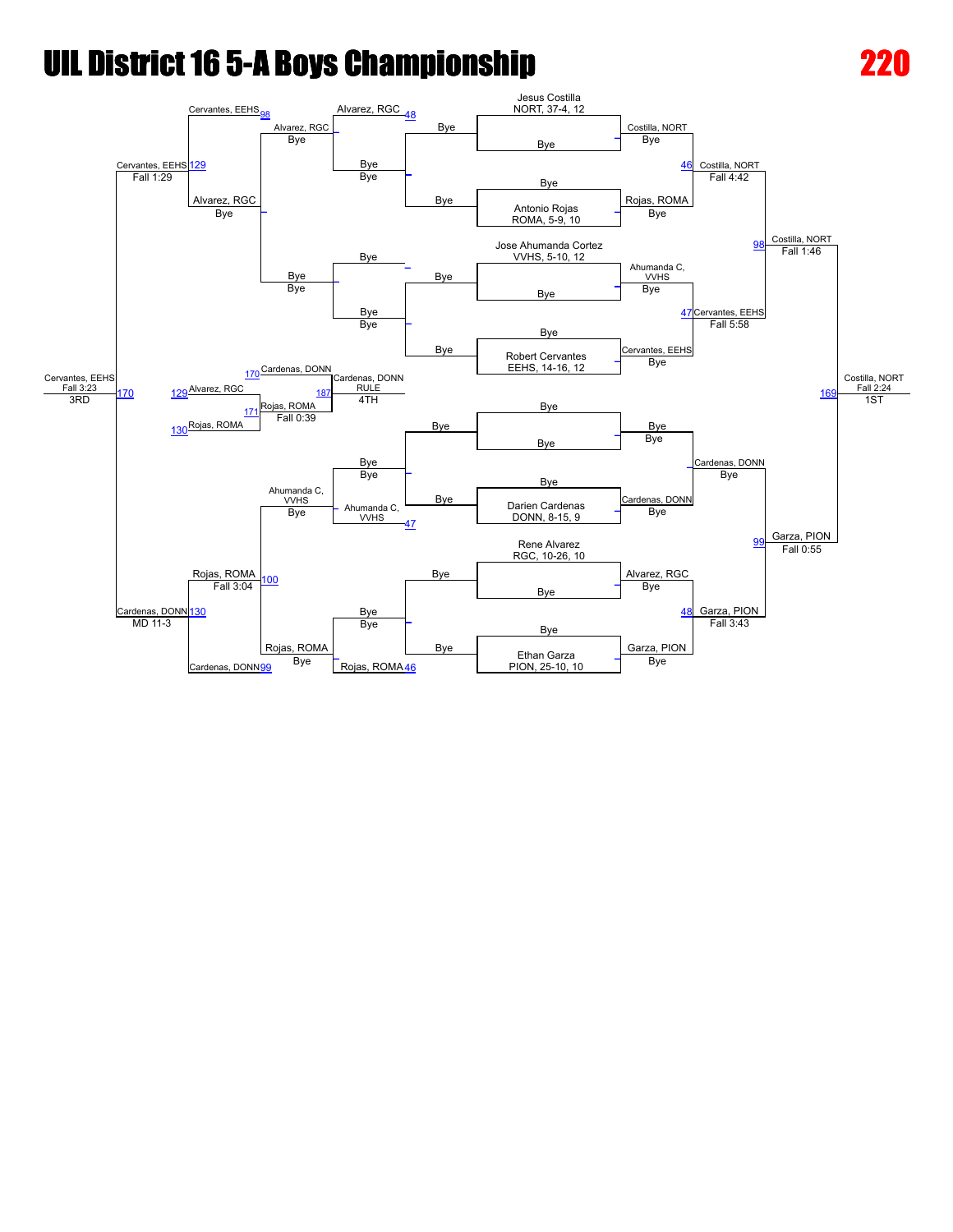# UIL District 16 5-A Boys Championship

# 220

**Championship Bracket**

- Jesus Costilla, NORT, 37-4, 12 — Bye
- Antonio Rojas, ROMA, 5-9, 10 — Bye
- Jose Ahumanda Cortez, VVHS, 5-10, 12 — Bye
- Robert Cervantes, EEHS, 14-16, 12 — Bye
- Bye — Bye
- Darien Cardenas, DONN, 8-15, 9 — Bye
- Rene Alvarez, RGC, 10-26, 10 — Bye
- Ethan Garza, PION, 25-10, 10 — Bye

Quarterfinals:
- Costilla, NORT over Rojas, ROMA (46) Fall 4:42
- Cervantes, EEHS over Ahumanda C, VVHS (47) Fall 5:58
- Cardenas, DONN — Bye
- Garza, PION over Alvarez, RGC (48) Fall 3:43

Semifinals:
- Costilla, NORT (98) Fall 1:46
- Garza, PION (99) Fall 0:55

Final:
- Costilla, NORT (169) Fall 2:24 — 1ST

**Consolation Bracket**

- Alvarez, RGC (48) — Bye
- Ahumanda C, VVHS (47)
- Rojas, ROMA (46)
- Cervantes, EEHS (98) over Alvarez, RGC — Bye
- Rojas, ROMA over Cardenas, DONN (99) — Bye
- Cervantes, EEHS (129) Fall 1:29 over Alvarez, RGC
- Rojas, ROMA (100) Fall 3:04 over Ahumanda C, VVHS
- Cardenas, DONN (130) MD 11-3 over Rojas, ROMA
- Cervantes, EEHS (170) Fall 3:23 — 3RD

**4th Place**

- Alvarez, RGC (129) vs Rojas, ROMA (130): Rojas, ROMA (171) Fall 0:39
- Cardenas, DONN (170) vs Rojas, ROMA: Cardenas, DONN (187) RULE — 4TH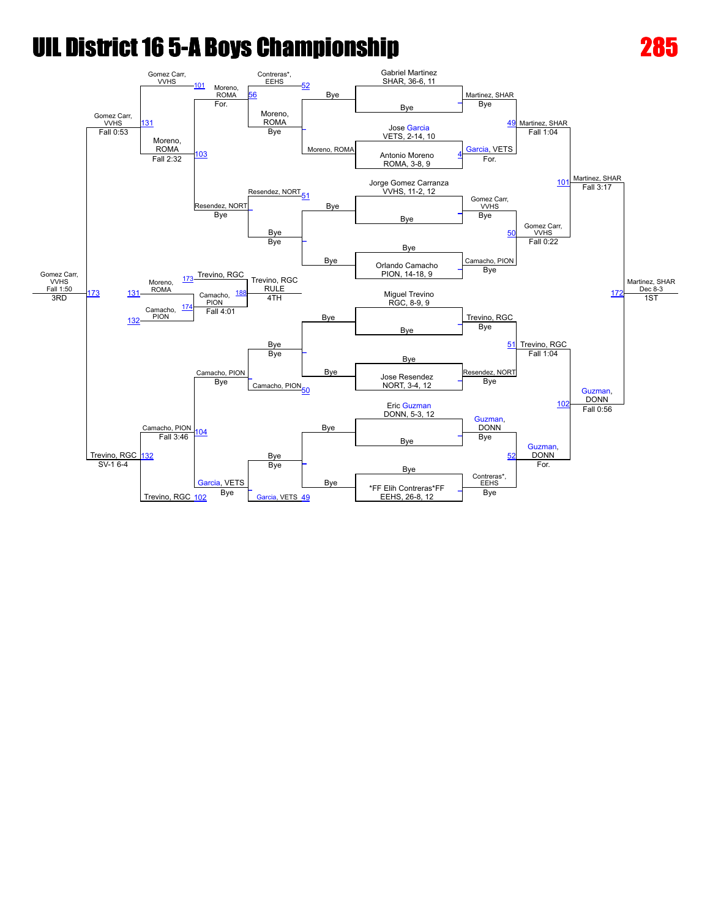# UIL District 16 5-A Boys Championship

# 285

Gabriel Martinez
SHAR, 36-6, 11

Bye

Jose Garcia
VETS, 2-14, 10

Antonio Moreno
ROMA, 3-8, 9

Jorge Gomez Carranza
VVHS, 11-2, 12

Bye

Bye

Orlando Camacho
PION, 14-18, 9

Miguel Trevino
RGC, 8-9, 9

Bye

Bye

Jose Resendez
NORT, 3-4, 12

Eric Guzman
DONN, 5-3, 12

Bye

Bye

*FF Elih Contreras*FF
EEHS, 26-8, 12

Martinez, SHAR Bye
Garcia, VETS For. 4
Gomez Carr, VVHS Bye
Camacho, PION Bye
Trevino, RGC Bye
Resendez, NORT Bye
Guzman, DONN Bye
Contreras*, EEHS Bye

Martinez, SHAR Fall 1:04 49
Gomez Carr, VVHS Fall 0:22 50
Trevino, RGC Fall 1:04 51
Guzman, DONN For. 52

Martinez, SHAR Fall 3:17 101
Guzman, DONN Fall 0:56 102

Martinez, SHAR Dec 8-3 172 — 1ST

Bye / Moreno, ROMA
Bye / Bye
Bye / Bye
Bye / Bye

Contreras*, EEHS 52
Moreno, ROMA Bye
Resendez, NORT 51
Bye Bye
Bye Bye
Camacho, PION 50
Bye Bye
Garcia, VETS 49

Moreno, ROMA For. 56
Resendez, NORT Bye
Camacho, PION Bye
Garcia, VETS Bye

Gomez Carr, VVHS 101
Moreno, ROMA Fall 2:32 103
Camacho, PION Fall 3:46 104
Trevino, RGC 102

Gomez Carr, VVHS Fall 0:53 131
Trevino, RGC SV-1 6-4 132

Gomez Carr, VVHS Fall 1:50 173 — 3RD

Moreno, ROMA 131
Camacho, PION 132
Trevino, RGC 173
Camacho, PION Fall 4:01 174
Trevino, RGC RULE 188 — 4TH